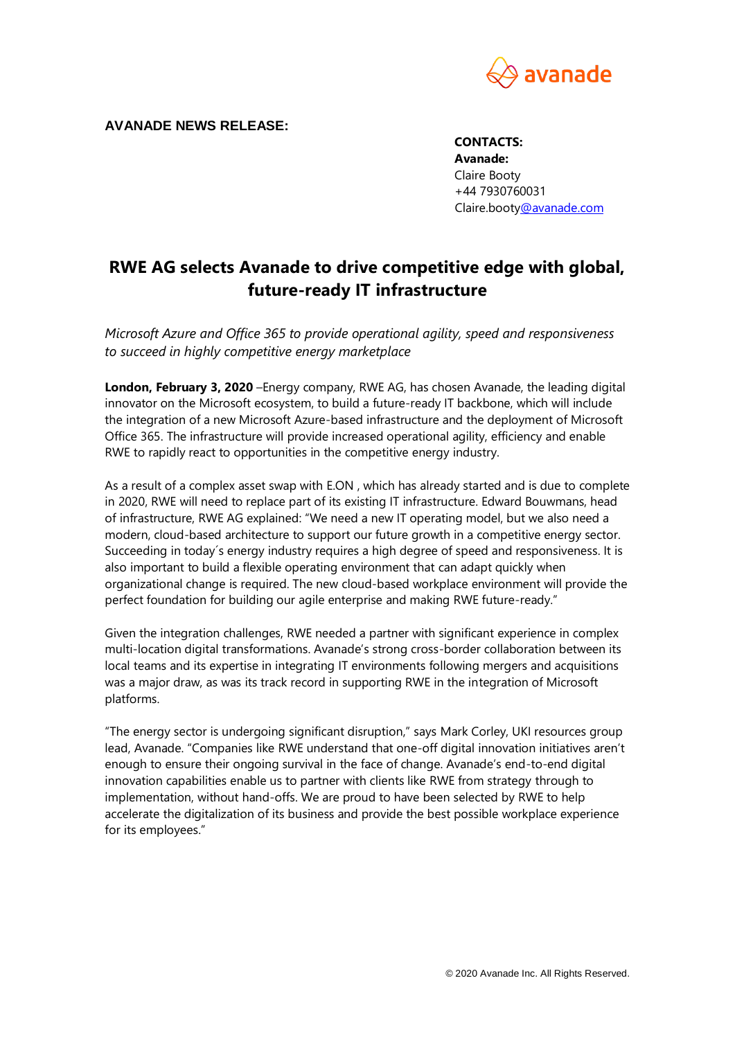**AVANADE NEWS RELEASE:**

**CONTACTS:**
**Avanade:**
Claire Booty
+44 7930760031
Claire.booty@avanade.com

# RWE AG selects Avanade to drive competitive edge with global, future-ready IT infrastructure

*Microsoft Azure and Office 365 to provide operational agility, speed and responsiveness to succeed in highly competitive energy marketplace*

**London, February 3, 2020** –Energy company, RWE AG, has chosen Avanade, the leading digital innovator on the Microsoft ecosystem, to build a future-ready IT backbone, which will include the integration of a new Microsoft Azure-based infrastructure and the deployment of Microsoft Office 365. The infrastructure will provide increased operational agility, efficiency and enable RWE to rapidly react to opportunities in the competitive energy industry.

As a result of a complex asset swap with E.ON , which has already started and is due to complete in 2020, RWE will need to replace part of its existing IT infrastructure. Edward Bouwmans, head of infrastructure, RWE AG explained: "We need a new IT operating model, but we also need a modern, cloud-based architecture to support our future growth in a competitive energy sector. Succeeding in today´s energy industry requires a high degree of speed and responsiveness. It is also important to build a flexible operating environment that can adapt quickly when organizational change is required. The new cloud-based workplace environment will provide the perfect foundation for building our agile enterprise and making RWE future-ready."

Given the integration challenges, RWE needed a partner with significant experience in complex multi-location digital transformations. Avanade's strong cross-border collaboration between its local teams and its expertise in integrating IT environments following mergers and acquisitions was a major draw, as was its track record in supporting RWE in the integration of Microsoft platforms.

"The energy sector is undergoing significant disruption," says Mark Corley, UKI resources group lead, Avanade. "Companies like RWE understand that one-off digital innovation initiatives aren't enough to ensure their ongoing survival in the face of change. Avanade's end-to-end digital innovation capabilities enable us to partner with clients like RWE from strategy through to implementation, without hand-offs. We are proud to have been selected by RWE to help accelerate the digitalization of its business and provide the best possible workplace experience for its employees."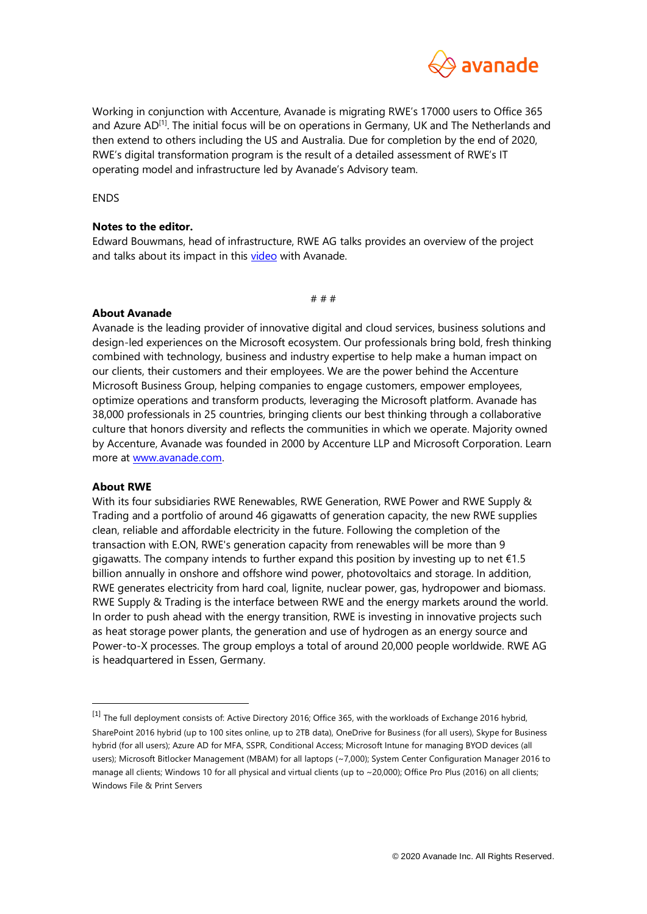Working in conjunction with Accenture, Avanade is migrating RWE's 17000 users to Office 365 and Azure AD[1]. The initial focus will be on operations in Germany, UK and The Netherlands and then extend to others including the US and Australia. Due for completion by the end of 2020, RWE's digital transformation program is the result of a detailed assessment of RWE's IT operating model and infrastructure led by Avanade's Advisory team.

ENDS

**Notes to the editor.**
Edward Bouwmans, head of infrastructure, RWE AG talks provides an overview of the project and talks about its impact in this video with Avanade.

# # #

**About Avanade**
Avanade is the leading provider of innovative digital and cloud services, business solutions and design-led experiences on the Microsoft ecosystem. Our professionals bring bold, fresh thinking combined with technology, business and industry expertise to help make a human impact on our clients, their customers and their employees. We are the power behind the Accenture Microsoft Business Group, helping companies to engage customers, empower employees, optimize operations and transform products, leveraging the Microsoft platform. Avanade has 38,000 professionals in 25 countries, bringing clients our best thinking through a collaborative culture that honors diversity and reflects the communities in which we operate. Majority owned by Accenture, Avanade was founded in 2000 by Accenture LLP and Microsoft Corporation. Learn more at www.avanade.com.

**About RWE**
With its four subsidiaries RWE Renewables, RWE Generation, RWE Power and RWE Supply & Trading and a portfolio of around 46 gigawatts of generation capacity, the new RWE supplies clean, reliable and affordable electricity in the future. Following the completion of the transaction with E.ON, RWE's generation capacity from renewables will be more than 9 gigawatts. The company intends to further expand this position by investing up to net €1.5 billion annually in onshore and offshore wind power, photovoltaics and storage. In addition, RWE generates electricity from hard coal, lignite, nuclear power, gas, hydropower and biomass. RWE Supply & Trading is the interface between RWE and the energy markets around the world. In order to push ahead with the energy transition, RWE is investing in innovative projects such as heat storage power plants, the generation and use of hydrogen as an energy source and Power-to-X processes. The group employs a total of around 20,000 people worldwide. RWE AG is headquartered in Essen, Germany.

---

[1] The full deployment consists of: Active Directory 2016; Office 365, with the workloads of Exchange 2016 hybrid, SharePoint 2016 hybrid (up to 100 sites online, up to 2TB data), OneDrive for Business (for all users), Skype for Business hybrid (for all users); Azure AD for MFA, SSPR, Conditional Access; Microsoft Intune for managing BYOD devices (all users); Microsoft Bitlocker Management (MBAM) for all laptops (~7,000); System Center Configuration Manager 2016 to manage all clients; Windows 10 for all physical and virtual clients (up to ~20,000); Office Pro Plus (2016) on all clients; Windows File & Print Servers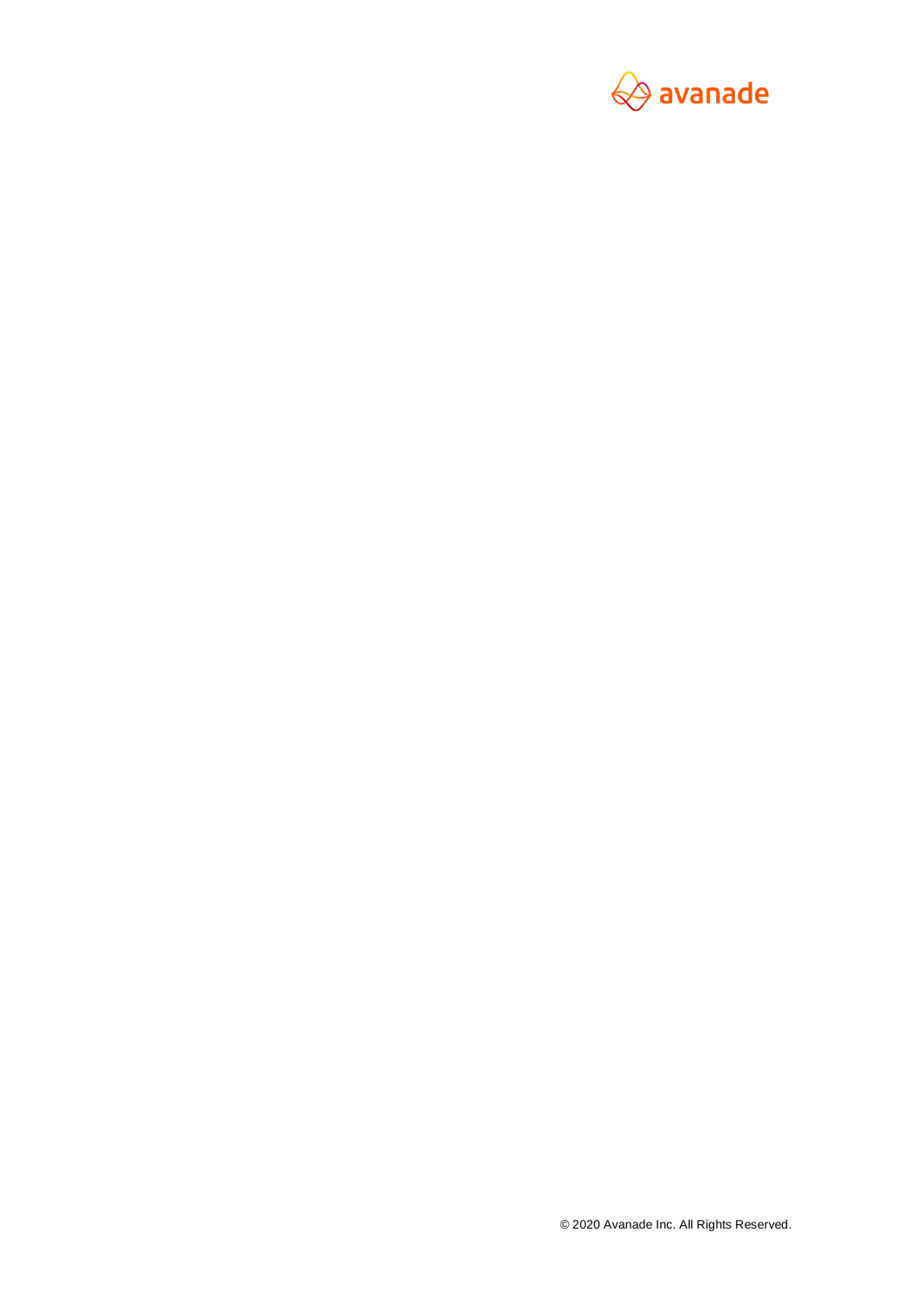© 2020 Avanade Inc. All Rights Reserved.